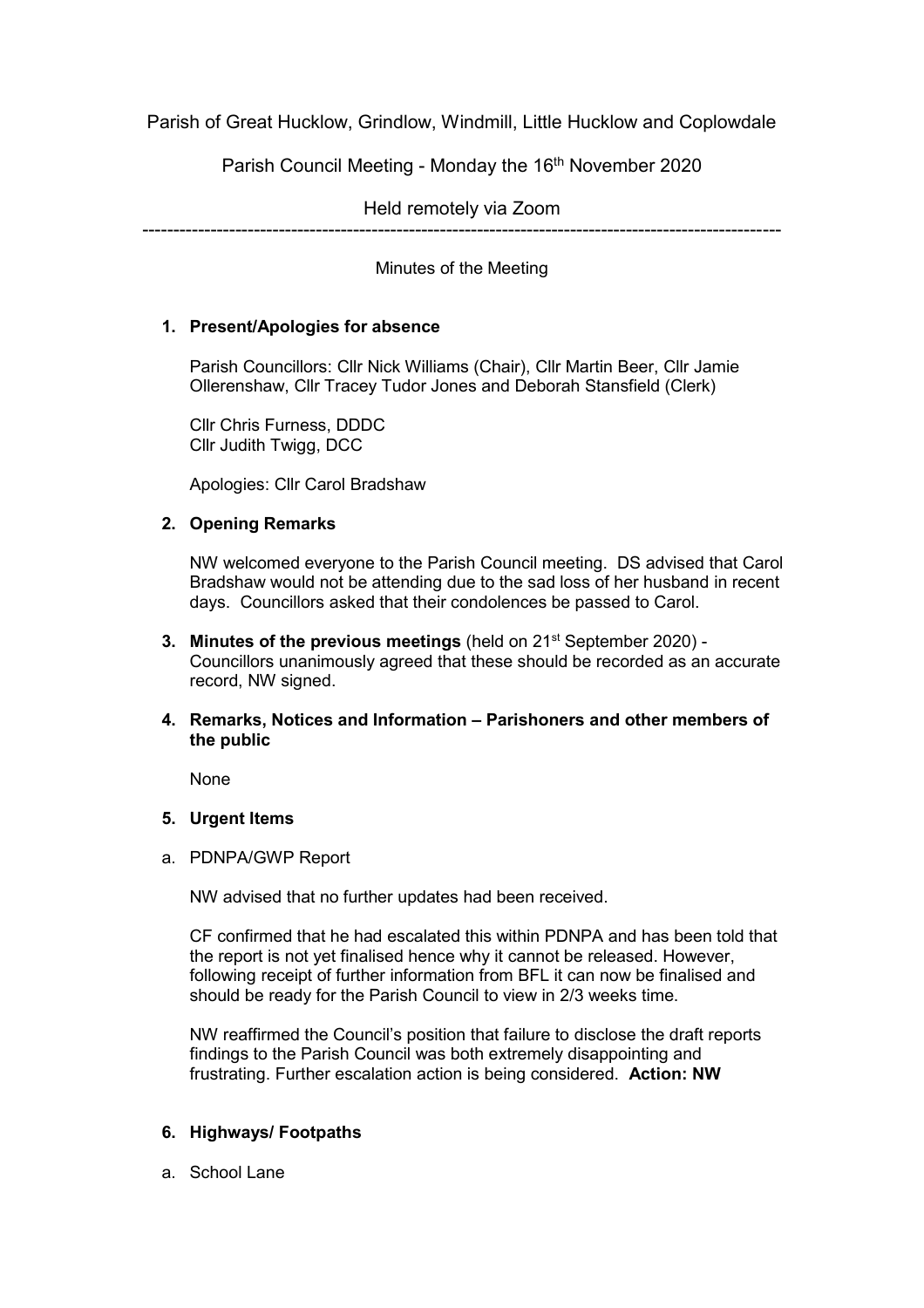Parish of Great Hucklow, Grindlow, Windmill, Little Hucklow and Coplowdale

Parish Council Meeting - Monday the 16th November 2020

Held remotely via Zoom

---

Minutes of the Meeting

1. **Present/Apologies for absence**

   Parish Councillors: Cllr Nick Williams (Chair), Cllr Martin Beer, Cllr Jamie Ollerenshaw, Cllr Tracey Tudor Jones and Deborah Stansfield (Clerk)

   Cllr Chris Furness, DDDC
   Cllr Judith Twigg, DCC

   Apologies: Cllr Carol Bradshaw

2. **Opening Remarks**

   NW welcomed everyone to the Parish Council meeting. DS advised that Carol Bradshaw would not be attending due to the sad loss of her husband in recent days. Councillors asked that their condolences be passed to Carol.

3. **Minutes of the previous meetings** (held on 21st September 2020) - Councillors unanimously agreed that these should be recorded as an accurate record, NW signed.

4. **Remarks, Notices and Information – Parishoners and other members of the public**

   None

5. **Urgent Items**

a. PDNPA/GWP Report

   NW advised that no further updates had been received.

   CF confirmed that he had escalated this within PDNPA and has been told that the report is not yet finalised hence why it cannot be released. However, following receipt of further information from BFL it can now be finalised and should be ready for the Parish Council to view in 2/3 weeks time.

   NW reaffirmed the Council's position that failure to disclose the draft reports findings to the Parish Council was both extremely disappointing and frustrating. Further escalation action is being considered. **Action: NW**

6. **Highways/ Footpaths**

a. School Lane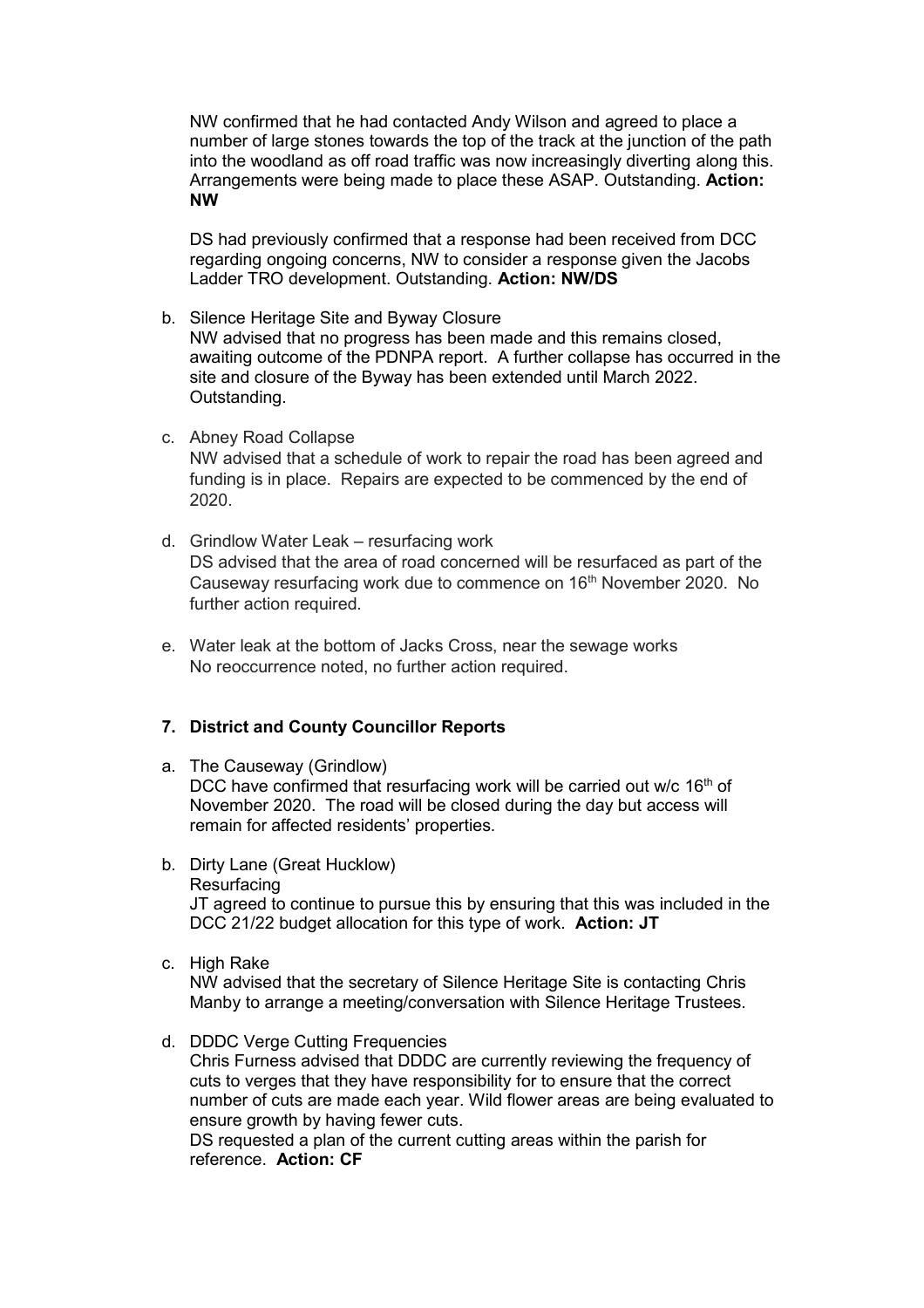NW confirmed that he had contacted Andy Wilson and agreed to place a number of large stones towards the top of the track at the junction of the path into the woodland as off road traffic was now increasingly diverting along this. Arrangements were being made to place these ASAP. Outstanding. **Action: NW**

DS had previously confirmed that a response had been received from DCC regarding ongoing concerns, NW to consider a response given the Jacobs Ladder TRO development. Outstanding. **Action: NW/DS**

b. Silence Heritage Site and Byway Closure
NW advised that no progress has been made and this remains closed, awaiting outcome of the PDNPA report. A further collapse has occurred in the site and closure of the Byway has been extended until March 2022. Outstanding.

c. Abney Road Collapse
NW advised that a schedule of work to repair the road has been agreed and funding is in place. Repairs are expected to be commenced by the end of 2020.

d. Grindlow Water Leak – resurfacing work
DS advised that the area of road concerned will be resurfaced as part of the Causeway resurfacing work due to commence on 16th November 2020. No further action required.

e. Water leak at the bottom of Jacks Cross, near the sewage works
No reoccurrence noted, no further action required.

### 7. District and County Councillor Reports

a. The Causeway (Grindlow)
DCC have confirmed that resurfacing work will be carried out w/c 16th of November 2020. The road will be closed during the day but access will remain for affected residents' properties.

b. Dirty Lane (Great Hucklow)
Resurfacing
JT agreed to continue to pursue this by ensuring that this was included in the DCC 21/22 budget allocation for this type of work. **Action: JT**

c. High Rake
NW advised that the secretary of Silence Heritage Site is contacting Chris Manby to arrange a meeting/conversation with Silence Heritage Trustees.

d. DDDC Verge Cutting Frequencies
Chris Furness advised that DDDC are currently reviewing the frequency of cuts to verges that they have responsibility for to ensure that the correct number of cuts are made each year. Wild flower areas are being evaluated to ensure growth by having fewer cuts.
DS requested a plan of the current cutting areas within the parish for reference. **Action: CF**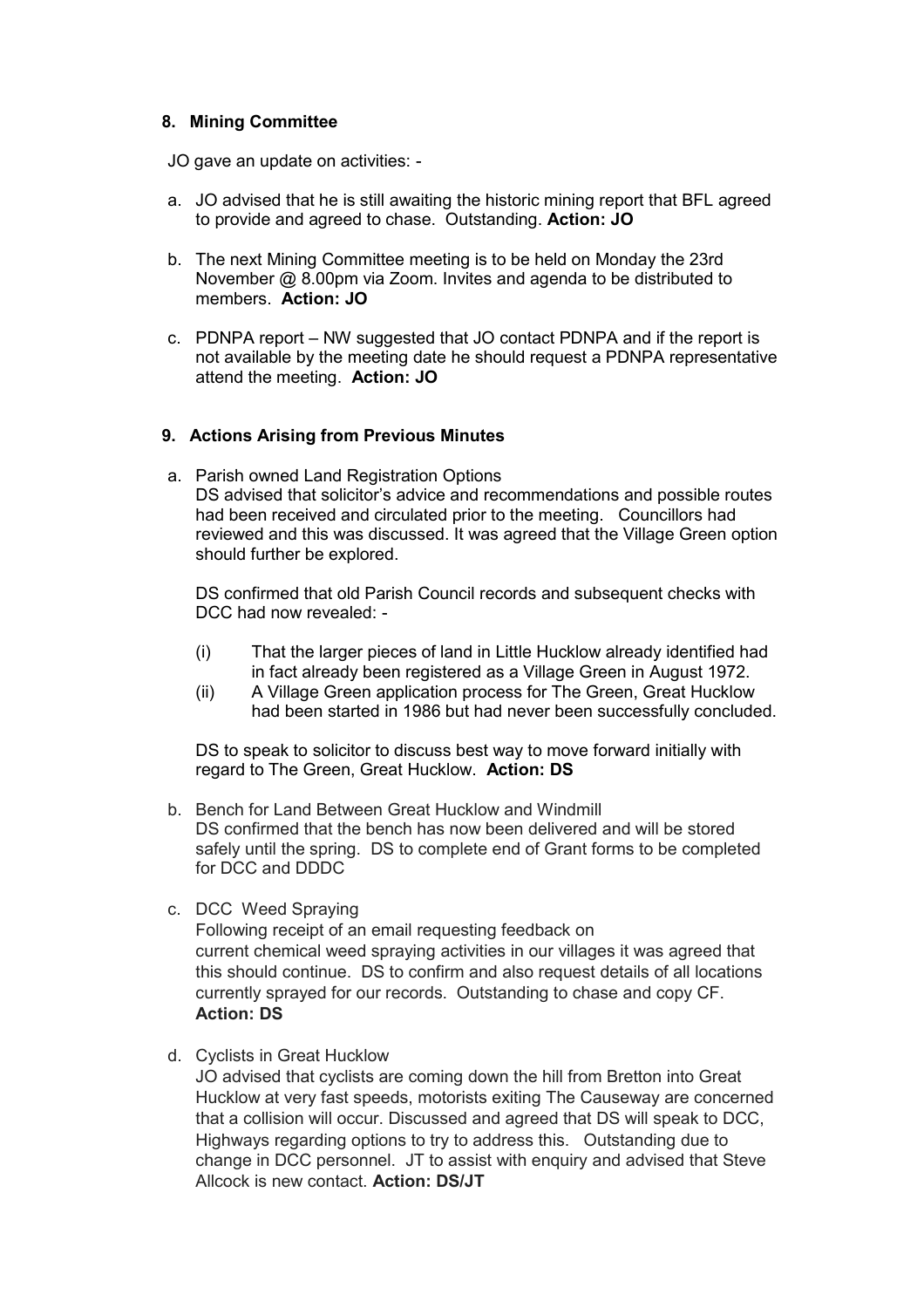## 8. Mining Committee

JO gave an update on activities: -

a. JO advised that he is still awaiting the historic mining report that BFL agreed to provide and agreed to chase. Outstanding. **Action: JO**

b. The next Mining Committee meeting is to be held on Monday the 23rd November @ 8.00pm via Zoom. Invites and agenda to be distributed to members. **Action: JO**

c. PDNPA report – NW suggested that JO contact PDNPA and if the report is not available by the meeting date he should request a PDNPA representative attend the meeting. **Action: JO**

## 9. Actions Arising from Previous Minutes

a. Parish owned Land Registration Options
DS advised that solicitor's advice and recommendations and possible routes had been received and circulated prior to the meeting. Councillors had reviewed and this was discussed. It was agreed that the Village Green option should further be explored.

   DS confirmed that old Parish Council records and subsequent checks with DCC had now revealed: -

   (i) That the larger pieces of land in Little Hucklow already identified had in fact already been registered as a Village Green in August 1972.
   (ii) A Village Green application process for The Green, Great Hucklow had been started in 1986 but had never been successfully concluded.

   DS to speak to solicitor to discuss best way to move forward initially with regard to The Green, Great Hucklow. **Action: DS**

b. Bench for Land Between Great Hucklow and Windmill
DS confirmed that the bench has now been delivered and will be stored safely until the spring. DS to complete end of Grant forms to be completed for DCC and DDDC

c. DCC Weed Spraying
Following receipt of an email requesting feedback on current chemical weed spraying activities in our villages it was agreed that this should continue. DS to confirm and also request details of all locations currently sprayed for our records. Outstanding to chase and copy CF.
**Action: DS**

d. Cyclists in Great Hucklow
JO advised that cyclists are coming down the hill from Bretton into Great Hucklow at very fast speeds, motorists exiting The Causeway are concerned that a collision will occur. Discussed and agreed that DS will speak to DCC, Highways regarding options to try to address this. Outstanding due to change in DCC personnel. JT to assist with enquiry and advised that Steve Allcock is new contact. **Action: DS/JT**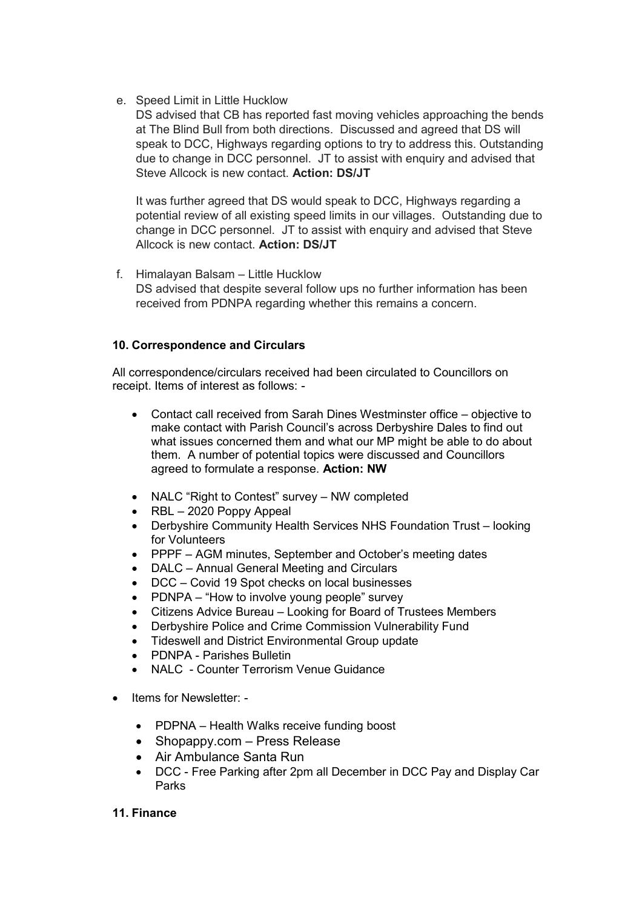e. Speed Limit in Little Hucklow

   DS advised that CB has reported fast moving vehicles approaching the bends at The Blind Bull from both directions. Discussed and agreed that DS will speak to DCC, Highways regarding options to try to address this. Outstanding due to change in DCC personnel. JT to assist with enquiry and advised that Steve Allcock is new contact. **Action: DS/JT**

   It was further agreed that DS would speak to DCC, Highways regarding a potential review of all existing speed limits in our villages. Outstanding due to change in DCC personnel. JT to assist with enquiry and advised that Steve Allcock is new contact. **Action: DS/JT**

f. Himalayan Balsam – Little Hucklow

   DS advised that despite several follow ups no further information has been received from PDNPA regarding whether this remains a concern.

**10. Correspondence and Circulars**

All correspondence/circulars received had been circulated to Councillors on receipt. Items of interest as follows: -

- Contact call received from Sarah Dines Westminster office – objective to make contact with Parish Council's across Derbyshire Dales to find out what issues concerned them and what our MP might be able to do about them. A number of potential topics were discussed and Councillors agreed to formulate a response. **Action: NW**
- NALC "Right to Contest" survey – NW completed
- RBL – 2020 Poppy Appeal
- Derbyshire Community Health Services NHS Foundation Trust – looking for Volunteers
- PPPF – AGM minutes, September and October's meeting dates
- DALC – Annual General Meeting and Circulars
- DCC – Covid 19 Spot checks on local businesses
- PDNPA – "How to involve young people" survey
- Citizens Advice Bureau – Looking for Board of Trustees Members
- Derbyshire Police and Crime Commission Vulnerability Fund
- Tideswell and District Environmental Group update
- PDNPA - Parishes Bulletin
- NALC - Counter Terrorism Venue Guidance

- Items for Newsletter: -
  - PDPNA – Health Walks receive funding boost
  - Shopappy.com – Press Release
  - Air Ambulance Santa Run
  - DCC - Free Parking after 2pm all December in DCC Pay and Display Car Parks

**11. Finance**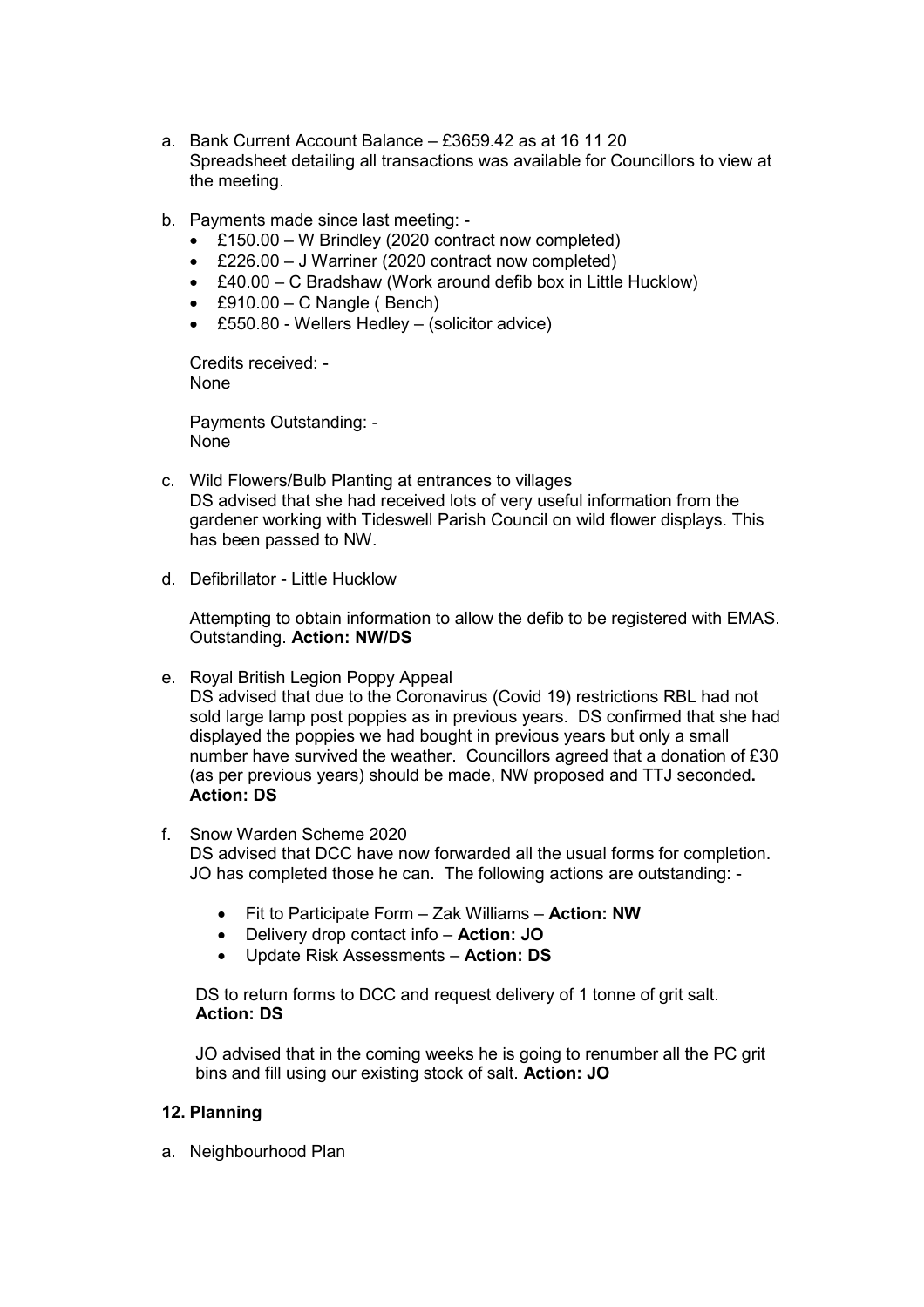a. Bank Current Account Balance – £3659.42 as at 16 11 20
   Spreadsheet detailing all transactions was available for Councillors to view at the meeting.

b. Payments made since last meeting: -
   - £150.00 – W Brindley (2020 contract now completed)
   - £226.00 – J Warriner (2020 contract now completed)
   - £40.00 – C Bradshaw (Work around defib box in Little Hucklow)
   - £910.00 – C Nangle ( Bench)
   - £550.80 - Wellers Hedley – (solicitor advice)

   Credits received: -
   None

   Payments Outstanding: -
   None

c. Wild Flowers/Bulb Planting at entrances to villages
   DS advised that she had received lots of very useful information from the gardener working with Tideswell Parish Council on wild flower displays. This has been passed to NW.

d. Defibrillator - Little Hucklow

   Attempting to obtain information to allow the defib to be registered with EMAS. Outstanding. **Action: NW/DS**

e. Royal British Legion Poppy Appeal
   DS advised that due to the Coronavirus (Covid 19) restrictions RBL had not sold large lamp post poppies as in previous years. DS confirmed that she had displayed the poppies we had bought in previous years but only a small number have survived the weather. Councillors agreed that a donation of £30 (as per previous years) should be made, NW proposed and TTJ seconded**.**
   **Action: DS**

f. Snow Warden Scheme 2020
   DS advised that DCC have now forwarded all the usual forms for completion. JO has completed those he can. The following actions are outstanding: -

   - Fit to Participate Form – Zak Williams – **Action: NW**
   - Delivery drop contact info – **Action: JO**
   - Update Risk Assessments – **Action: DS**

   DS to return forms to DCC and request delivery of 1 tonne of grit salt.
   **Action: DS**

   JO advised that in the coming weeks he is going to renumber all the PC grit bins and fill using our existing stock of salt. **Action: JO**

**12. Planning**

a. Neighbourhood Plan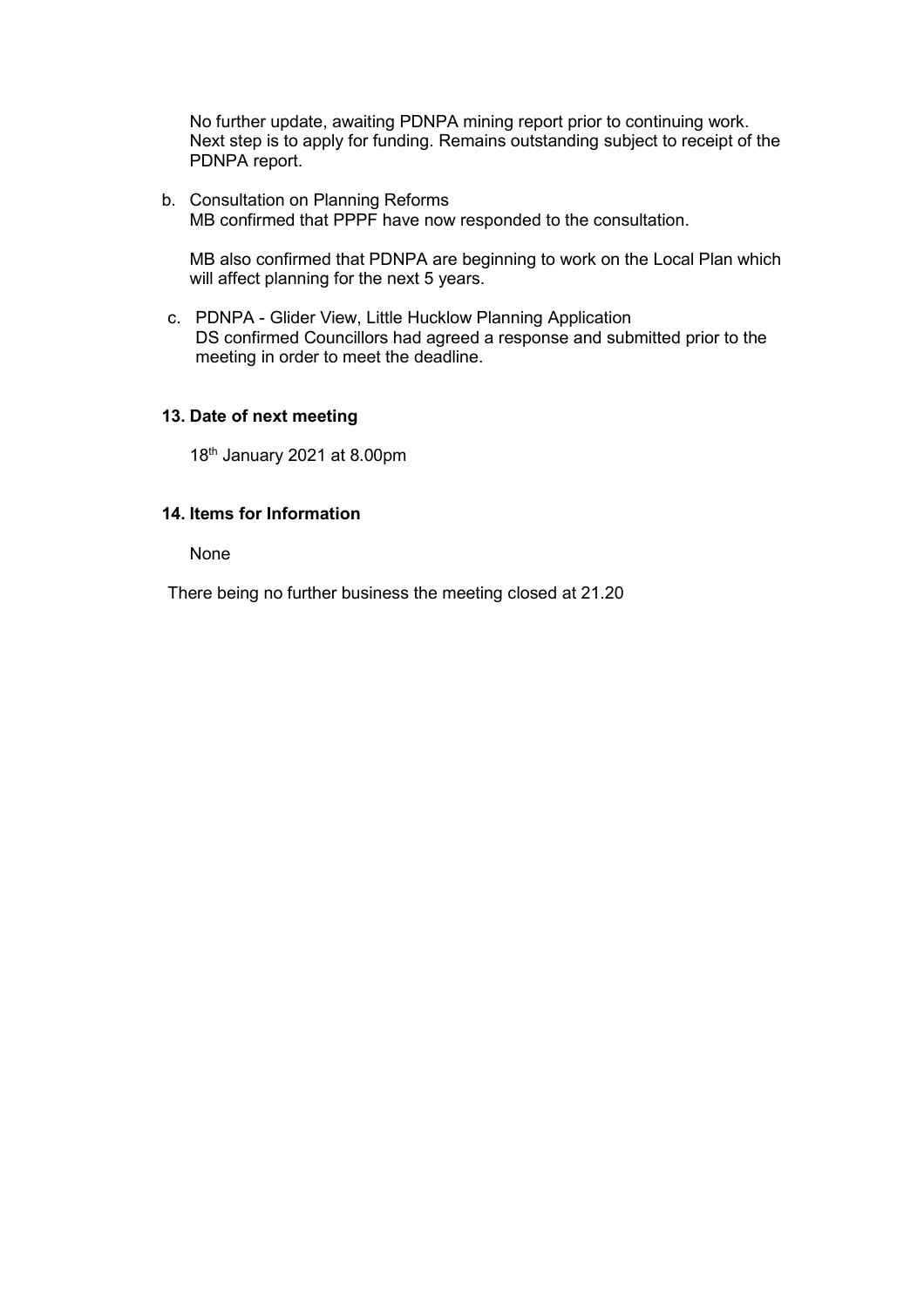No further update, awaiting PDNPA mining report prior to continuing work. Next step is to apply for funding. Remains outstanding subject to receipt of the PDNPA report.

b. Consultation on Planning Reforms
   MB confirmed that PPPF have now responded to the consultation.

   MB also confirmed that PDNPA are beginning to work on the Local Plan which will affect planning for the next 5 years.

c. PDNPA - Glider View, Little Hucklow Planning Application
   DS confirmed Councillors had agreed a response and submitted prior to the meeting in order to meet the deadline.

### 13. Date of next meeting

18th January 2021 at 8.00pm

### 14. Items for Information

None

There being no further business the meeting closed at 21.20